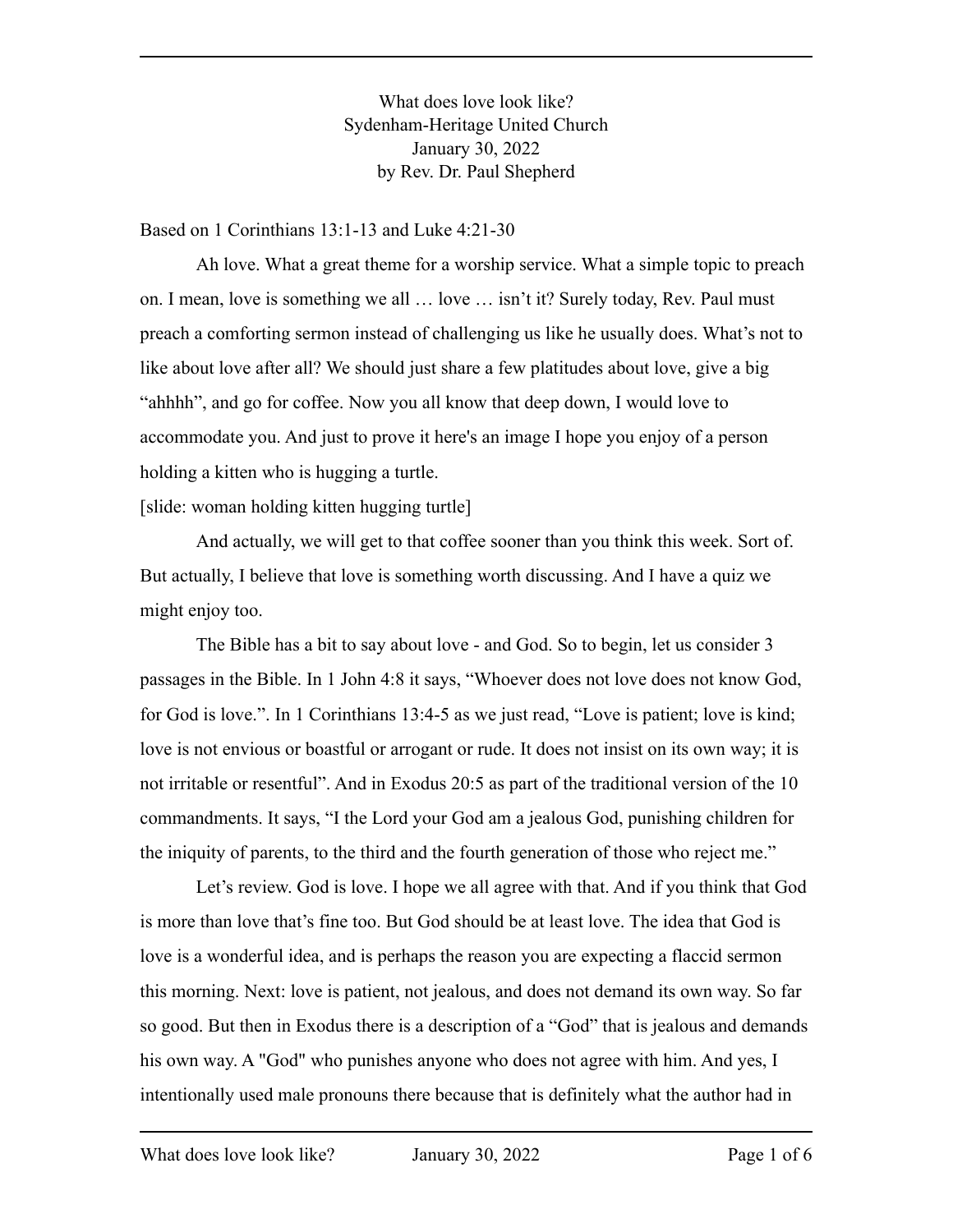What does love look like?
Sydenham-Heritage United Church
January 30, 2022
by Rev. Dr. Paul Shepherd

Based on 1 Corinthians 13:1-13 and Luke 4:21-30

Ah love. What a great theme for a worship service. What a simple topic to preach on. I mean, love is something we all … love … isn't it? Surely today, Rev. Paul must preach a comforting sermon instead of challenging us like he usually does. What's not to like about love after all? We should just share a few platitudes about love, give a big "ahhhh", and go for coffee. Now you all know that deep down, I would love to accommodate you. And just to prove it here's an image I hope you enjoy of a person holding a kitten who is hugging a turtle.

[slide: woman holding kitten hugging turtle]

And actually, we will get to that coffee sooner than you think this week. Sort of. But actually, I believe that love is something worth discussing. And I have a quiz we might enjoy too.

The Bible has a bit to say about love - and God. So to begin, let us consider 3 passages in the Bible. In 1 John 4:8 it says, "Whoever does not love does not know God, for God is love.". In 1 Corinthians 13:4-5 as we just read, "Love is patient; love is kind; love is not envious or boastful or arrogant or rude. It does not insist on its own way; it is not irritable or resentful". And in Exodus 20:5 as part of the traditional version of the 10 commandments. It says, "I the Lord your God am a jealous God, punishing children for the iniquity of parents, to the third and the fourth generation of those who reject me."

Let's review. God is love. I hope we all agree with that. And if you think that God is more than love that's fine too. But God should be at least love. The idea that God is love is a wonderful idea, and is perhaps the reason you are expecting a flaccid sermon this morning. Next: love is patient, not jealous, and does not demand its own way. So far so good. But then in Exodus there is a description of a "God" that is jealous and demands his own way. A "God" who punishes anyone who does not agree with him. And yes, I intentionally used male pronouns there because that is definitely what the author had in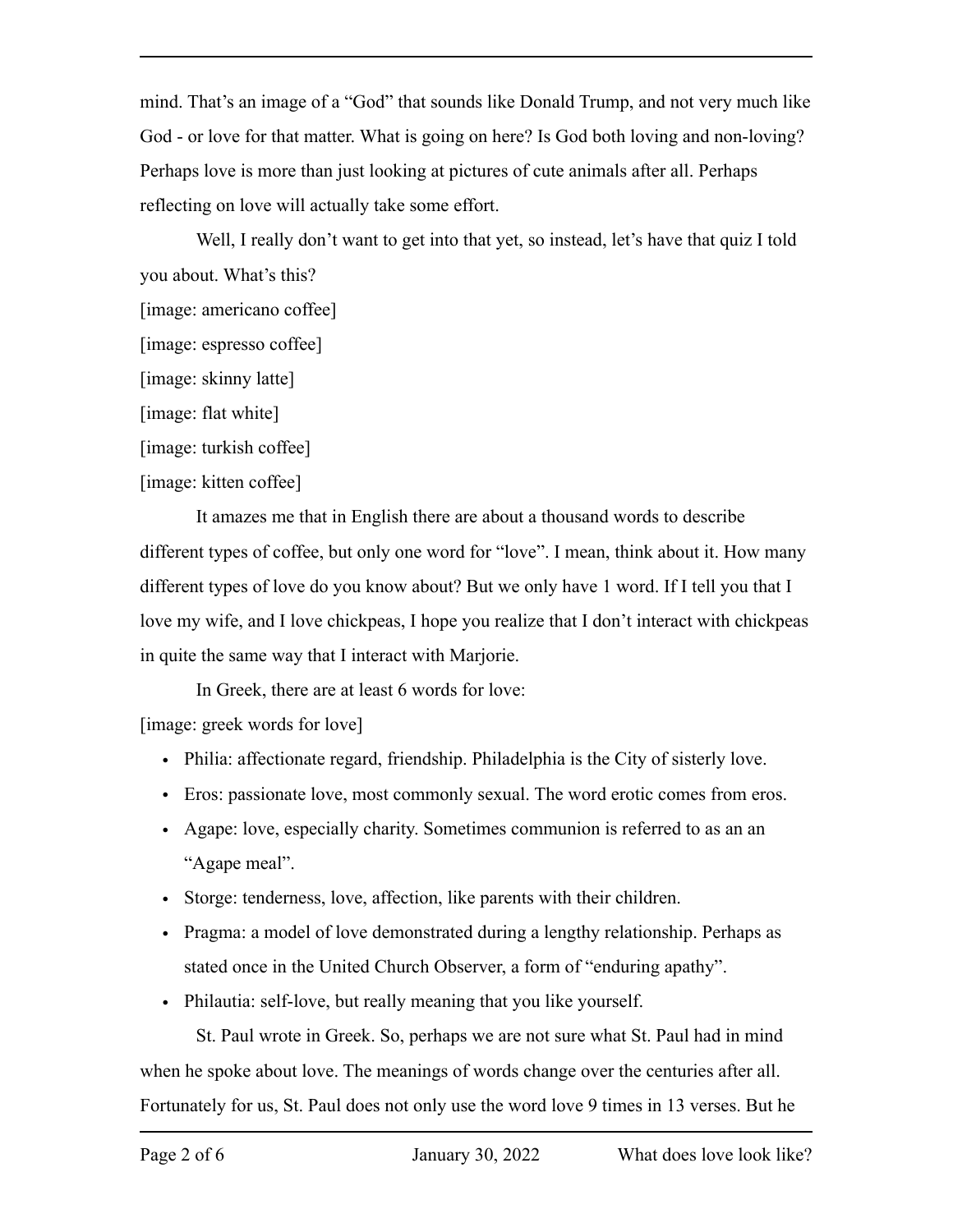mind. That's an image of a "God" that sounds like Donald Trump, and not very much like God - or love for that matter. What is going on here? Is God both loving and non-loving? Perhaps love is more than just looking at pictures of cute animals after all. Perhaps reflecting on love will actually take some effort.

Well, I really don't want to get into that yet, so instead, let's have that quiz I told you about. What's this?

[image: americano coffee]

[image: espresso coffee]

[image: skinny latte]

[image: flat white]

[image: turkish coffee]

[image: kitten coffee]

It amazes me that in English there are about a thousand words to describe different types of coffee, but only one word for "love". I mean, think about it. How many different types of love do you know about? But we only have 1 word. If I tell you that I love my wife, and I love chickpeas, I hope you realize that I don't interact with chickpeas in quite the same way that I interact with Marjorie.

In Greek, there are at least 6 words for love:

[image: greek words for love]

- Philia: affectionate regard, friendship. Philadelphia is the City of sisterly love.
- Eros: passionate love, most commonly sexual. The word erotic comes from eros.
- Agape: love, especially charity. Sometimes communion is referred to as an an "Agape meal".
- Storge: tenderness, love, affection, like parents with their children.
- Pragma: a model of love demonstrated during a lengthy relationship. Perhaps as stated once in the United Church Observer, a form of "enduring apathy".
- Philautia: self-love, but really meaning that you like yourself.

St. Paul wrote in Greek. So, perhaps we are not sure what St. Paul had in mind when he spoke about love. The meanings of words change over the centuries after all. Fortunately for us, St. Paul does not only use the word love 9 times in 13 verses. But he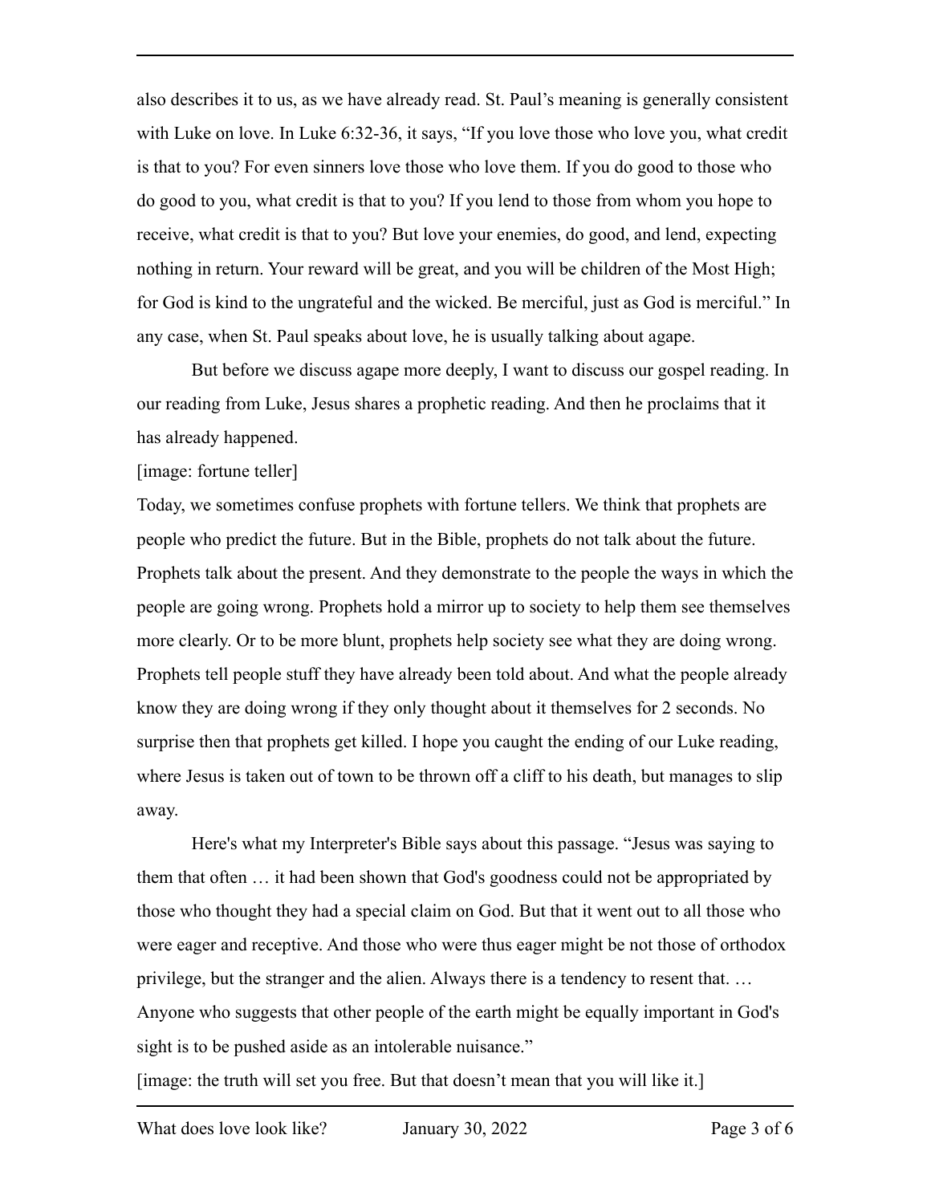also describes it to us, as we have already read. St. Paul's meaning is generally consistent with Luke on love. In Luke 6:32-36, it says, "If you love those who love you, what credit is that to you? For even sinners love those who love them. If you do good to those who do good to you, what credit is that to you? If you lend to those from whom you hope to receive, what credit is that to you? But love your enemies, do good, and lend, expecting nothing in return. Your reward will be great, and you will be children of the Most High; for God is kind to the ungrateful and the wicked. Be merciful, just as God is merciful." In any case, when St. Paul speaks about love, he is usually talking about agape.

But before we discuss agape more deeply, I want to discuss our gospel reading. In our reading from Luke, Jesus shares a prophetic reading. And then he proclaims that it has already happened.

[image: fortune teller]

Today, we sometimes confuse prophets with fortune tellers. We think that prophets are people who predict the future. But in the Bible, prophets do not talk about the future. Prophets talk about the present. And they demonstrate to the people the ways in which the people are going wrong. Prophets hold a mirror up to society to help them see themselves more clearly. Or to be more blunt, prophets help society see what they are doing wrong. Prophets tell people stuff they have already been told about. And what the people already know they are doing wrong if they only thought about it themselves for 2 seconds. No surprise then that prophets get killed. I hope you caught the ending of our Luke reading, where Jesus is taken out of town to be thrown off a cliff to his death, but manages to slip away.

Here's what my Interpreter's Bible says about this passage. "Jesus was saying to them that often … it had been shown that God's goodness could not be appropriated by those who thought they had a special claim on God. But that it went out to all those who were eager and receptive. And those who were thus eager might be not those of orthodox privilege, but the stranger and the alien. Always there is a tendency to resent that. … Anyone who suggests that other people of the earth might be equally important in God's sight is to be pushed aside as an intolerable nuisance."

[image: the truth will set you free. But that doesn't mean that you will like it.]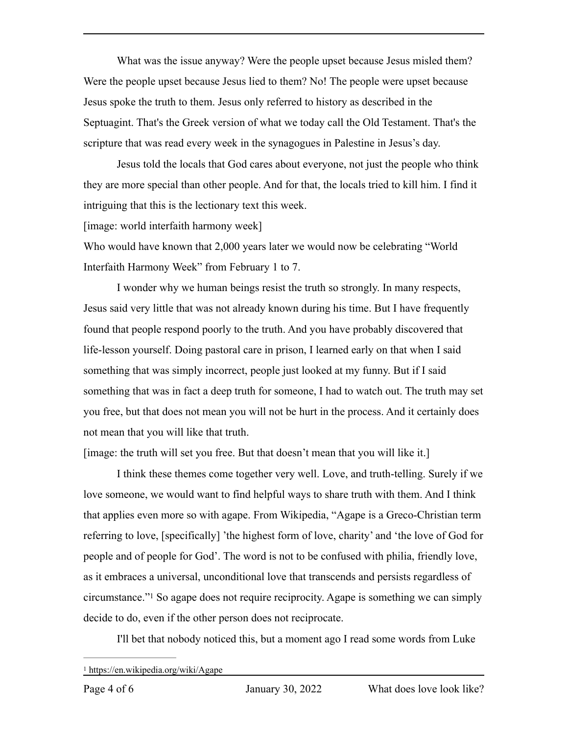What was the issue anyway? Were the people upset because Jesus misled them? Were the people upset because Jesus lied to them? No! The people were upset because Jesus spoke the truth to them. Jesus only referred to history as described in the Septuagint. That's the Greek version of what we today call the Old Testament. That's the scripture that was read every week in the synagogues in Palestine in Jesus's day.

Jesus told the locals that God cares about everyone, not just the people who think they are more special than other people. And for that, the locals tried to kill him. I find it intriguing that this is the lectionary text this week.

[image: world interfaith harmony week]

Who would have known that 2,000 years later we would now be celebrating "World Interfaith Harmony Week" from February 1 to 7.

I wonder why we human beings resist the truth so strongly. In many respects, Jesus said very little that was not already known during his time. But I have frequently found that people respond poorly to the truth. And you have probably discovered that life-lesson yourself. Doing pastoral care in prison, I learned early on that when I said something that was simply incorrect, people just looked at my funny. But if I said something that was in fact a deep truth for someone, I had to watch out. The truth may set you free, but that does not mean you will not be hurt in the process. And it certainly does not mean that you will like that truth.

[image: the truth will set you free. But that doesn't mean that you will like it.]

I think these themes come together very well. Love, and truth-telling. Surely if we love someone, we would want to find helpful ways to share truth with them. And I think that applies even more so with agape. From Wikipedia, "Agape is a Greco-Christian term referring to love, [specifically] 'the highest form of love, charity' and 'the love of God for people and of people for God'. The word is not to be confused with philia, friendly love, as it embraces a universal, unconditional love that transcends and persists regardless of circumstance."[1] So agape does not require reciprocity. Agape is something we can simply decide to do, even if the other person does not reciprocate.

I'll bet that nobody noticed this, but a moment ago I read some words from Luke

---

[1] https://en.wikipedia.org/wiki/Agape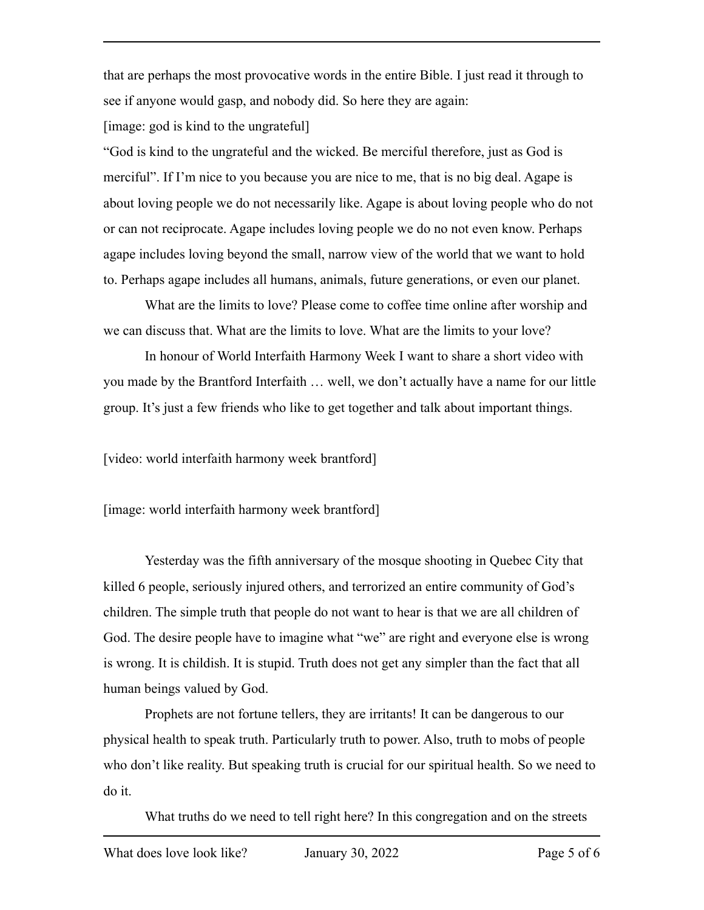that are perhaps the most provocative words in the entire Bible. I just read it through to see if anyone would gasp, and nobody did. So here they are again:

[image: god is kind to the ungrateful]

"God is kind to the ungrateful and the wicked. Be merciful therefore, just as God is merciful". If I'm nice to you because you are nice to me, that is no big deal. Agape is about loving people we do not necessarily like. Agape is about loving people who do not or can not reciprocate. Agape includes loving people we do no not even know. Perhaps agape includes loving beyond the small, narrow view of the world that we want to hold to. Perhaps agape includes all humans, animals, future generations, or even our planet.

What are the limits to love? Please come to coffee time online after worship and we can discuss that. What are the limits to love. What are the limits to your love?

In honour of World Interfaith Harmony Week I want to share a short video with you made by the Brantford Interfaith … well, we don't actually have a name for our little group. It's just a few friends who like to get together and talk about important things.

[video: world interfaith harmony week brantford]

[image: world interfaith harmony week brantford]

Yesterday was the fifth anniversary of the mosque shooting in Quebec City that killed 6 people, seriously injured others, and terrorized an entire community of God's children. The simple truth that people do not want to hear is that we are all children of God. The desire people have to imagine what "we" are right and everyone else is wrong is wrong. It is childish. It is stupid. Truth does not get any simpler than the fact that all human beings valued by God.

Prophets are not fortune tellers, they are irritants! It can be dangerous to our physical health to speak truth. Particularly truth to power. Also, truth to mobs of people who don't like reality. But speaking truth is crucial for our spiritual health. So we need to do it.

What truths do we need to tell right here? In this congregation and on the streets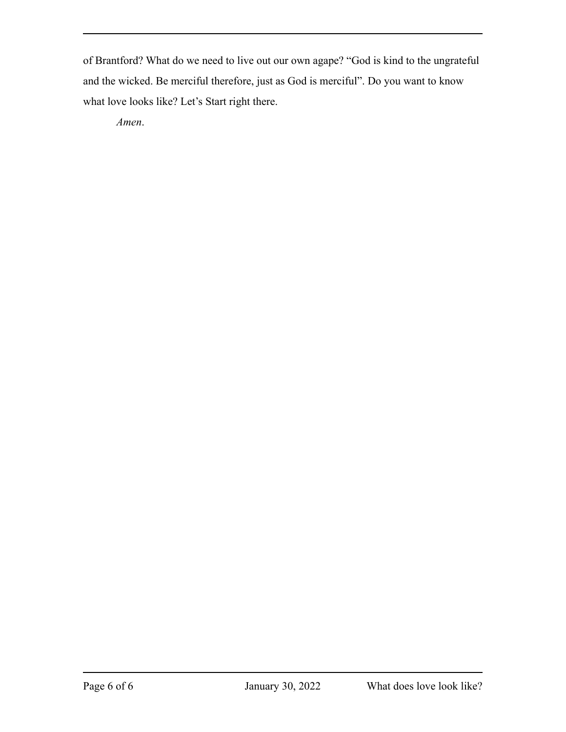of Brantford? What do we need to live out our own agape? “God is kind to the ungrateful and the wicked. Be merciful therefore, just as God is merciful”. Do you want to know what love looks like? Let’s Start right there.

*Amen*.